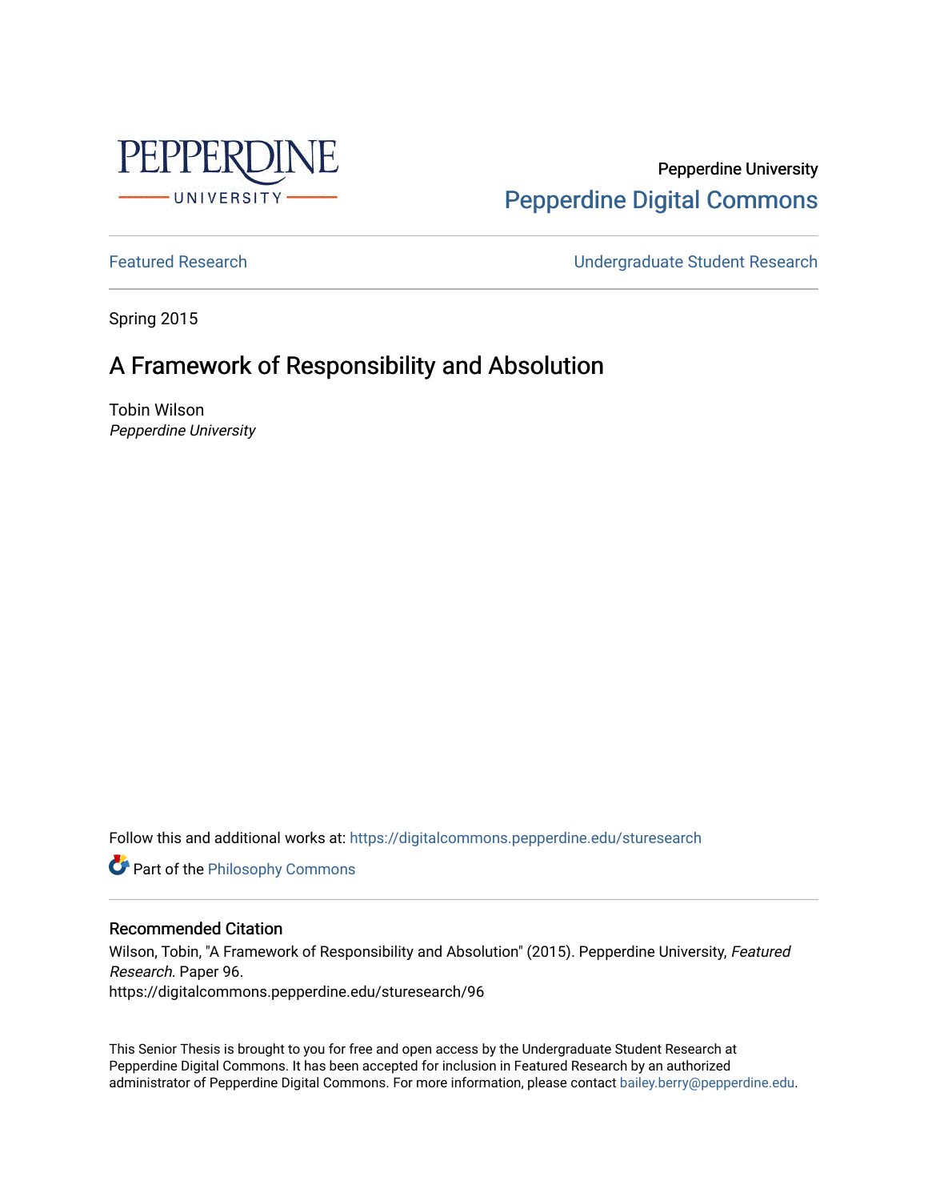Pepperdine University

Pepperdine Digital Commons

Featured Research | Undergraduate Student Research

Spring 2015

# A Framework of Responsibility and Absolution

Tobin Wilson
*Pepperdine University*

Follow this and additional works at: https://digitalcommons.pepperdine.edu/sturesearch

Part of the Philosophy Commons

## Recommended Citation

Wilson, Tobin, "A Framework of Responsibility and Absolution" (2015). Pepperdine University, *Featured Research*. Paper 96.
https://digitalcommons.pepperdine.edu/sturesearch/96

This Senior Thesis is brought to you for free and open access by the Undergraduate Student Research at Pepperdine Digital Commons. It has been accepted for inclusion in Featured Research by an authorized administrator of Pepperdine Digital Commons. For more information, please contact bailey.berry@pepperdine.edu.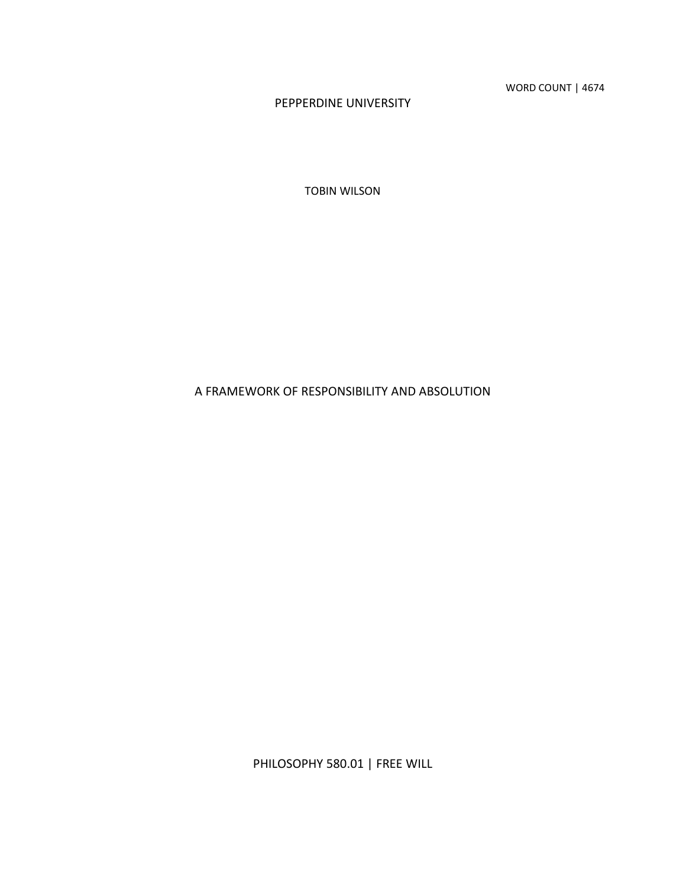WORD COUNT | 4674

PEPPERDINE UNIVERSITY

TOBIN WILSON

# A FRAMEWORK OF RESPONSIBILITY AND ABSOLUTION

PHILOSOPHY 580.01 | FREE WILL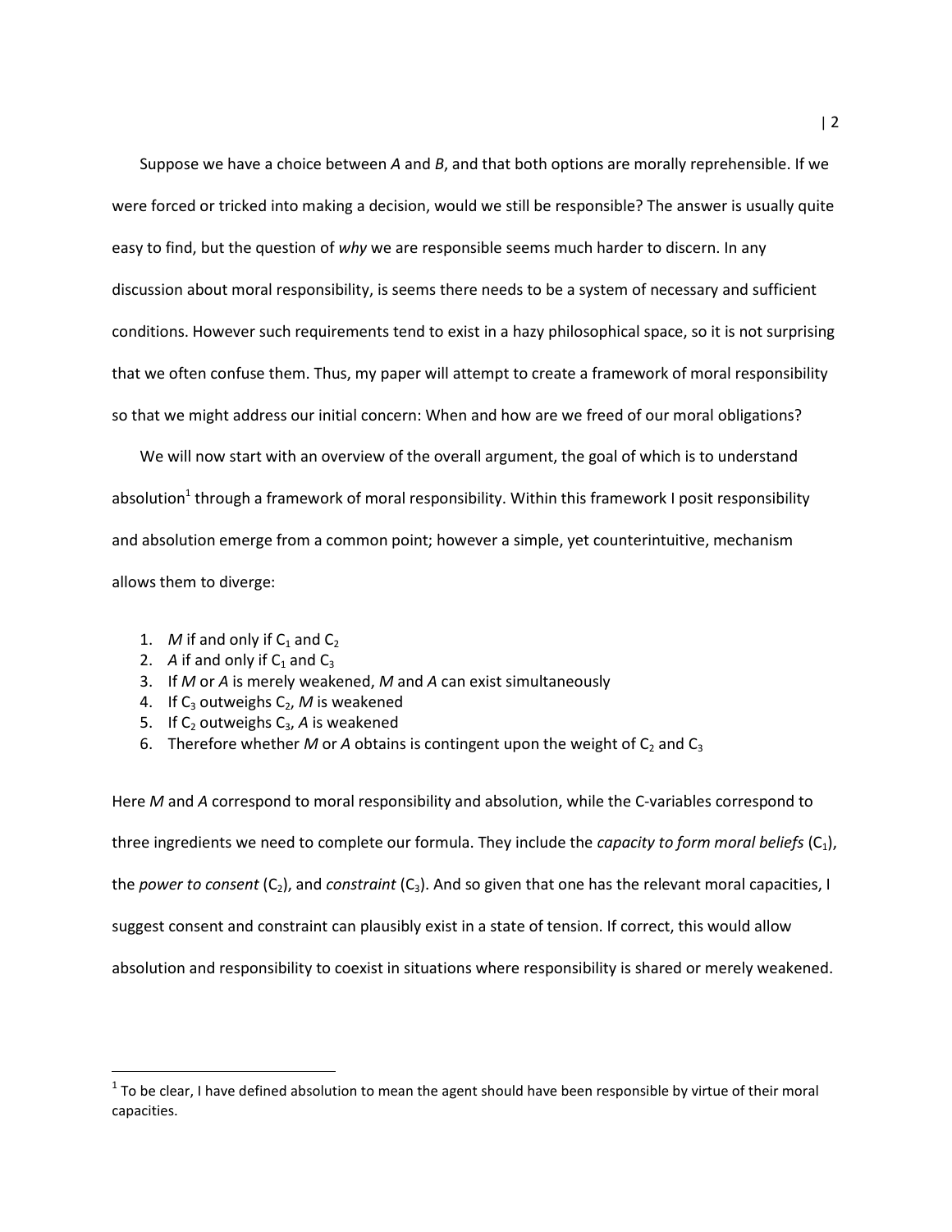Suppose we have a choice between *A* and *B*, and that both options are morally reprehensible. If we were forced or tricked into making a decision, would we still be responsible? The answer is usually quite easy to find, but the question of *why* we are responsible seems much harder to discern. In any discussion about moral responsibility, is seems there needs to be a system of necessary and sufficient conditions. However such requirements tend to exist in a hazy philosophical space, so it is not surprising that we often confuse them. Thus, my paper will attempt to create a framework of moral responsibility so that we might address our initial concern: When and how are we freed of our moral obligations?

We will now start with an overview of the overall argument, the goal of which is to understand absolution[1] through a framework of moral responsibility. Within this framework I posit responsibility and absolution emerge from a common point; however a simple, yet counterintuitive, mechanism allows them to diverge:

1. *M* if and only if $C_1$ and $C_2$
2. *A* if and only if $C_1$ and $C_3$
3. If *M* or *A* is merely weakened, *M* and *A* can exist simultaneously
4. If $C_3$ outweighs $C_2$, *M* is weakened
5. If $C_2$ outweighs $C_3$, *A* is weakened
6. Therefore whether *M* or *A* obtains is contingent upon the weight of $C_2$ and $C_3$

Here *M* and *A* correspond to moral responsibility and absolution, while the C-variables correspond to three ingredients we need to complete our formula. They include the *capacity to form moral beliefs* ($C_1$), the *power to consent* ($C_2$), and *constraint* ($C_3$). And so given that one has the relevant moral capacities, I suggest consent and constraint can plausibly exist in a state of tension. If correct, this would allow absolution and responsibility to coexist in situations where responsibility is shared or merely weakened.

[1] To be clear, I have defined absolution to mean the agent should have been responsible by virtue of their moral capacities.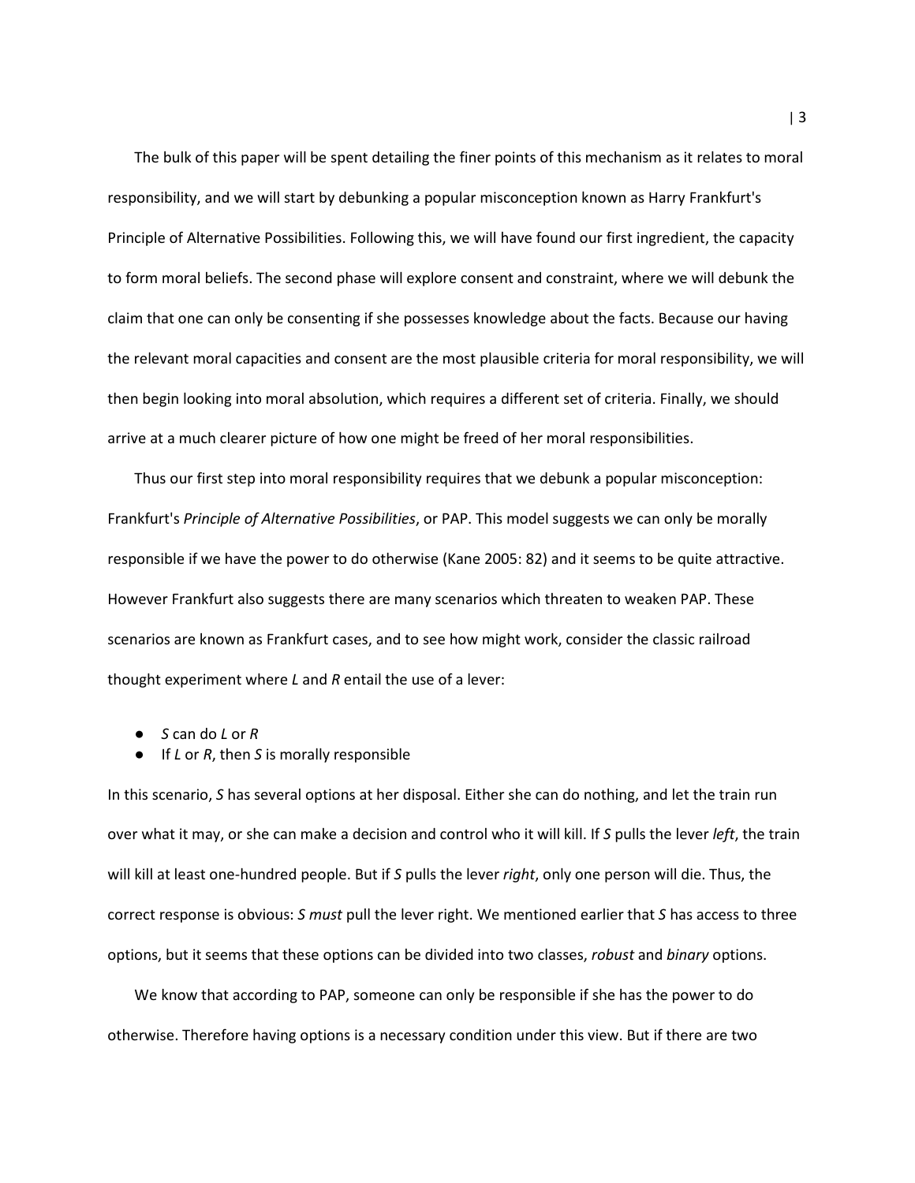The bulk of this paper will be spent detailing the finer points of this mechanism as it relates to moral responsibility, and we will start by debunking a popular misconception known as Harry Frankfurt's Principle of Alternative Possibilities. Following this, we will have found our first ingredient, the capacity to form moral beliefs. The second phase will explore consent and constraint, where we will debunk the claim that one can only be consenting if she possesses knowledge about the facts. Because our having the relevant moral capacities and consent are the most plausible criteria for moral responsibility, we will then begin looking into moral absolution, which requires a different set of criteria. Finally, we should arrive at a much clearer picture of how one might be freed of her moral responsibilities.

Thus our first step into moral responsibility requires that we debunk a popular misconception: Frankfurt's *Principle of Alternative Possibilities*, or PAP. This model suggests we can only be morally responsible if we have the power to do otherwise (Kane 2005: 82) and it seems to be quite attractive. However Frankfurt also suggests there are many scenarios which threaten to weaken PAP. These scenarios are known as Frankfurt cases, and to see how might work, consider the classic railroad thought experiment where *L* and *R* entail the use of a lever:

- *S* can do *L* or *R*
- If *L* or *R*, then *S* is morally responsible

In this scenario, *S* has several options at her disposal. Either she can do nothing, and let the train run over what it may, or she can make a decision and control who it will kill. If *S* pulls the lever *left*, the train will kill at least one-hundred people. But if *S* pulls the lever *right*, only one person will die. Thus, the correct response is obvious: *S must* pull the lever right. We mentioned earlier that *S* has access to three options, but it seems that these options can be divided into two classes, *robust* and *binary* options.

We know that according to PAP, someone can only be responsible if she has the power to do otherwise. Therefore having options is a necessary condition under this view. But if there are two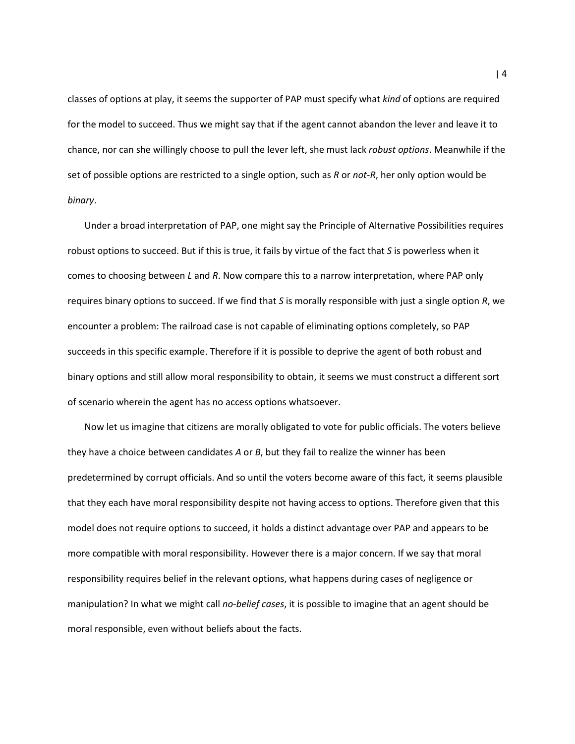classes of options at play, it seems the supporter of PAP must specify what *kind* of options are required for the model to succeed. Thus we might say that if the agent cannot abandon the lever and leave it to chance, nor can she willingly choose to pull the lever left, she must lack *robust options*. Meanwhile if the set of possible options are restricted to a single option, such as *R* or *not-R*, her only option would be *binary*.

Under a broad interpretation of PAP, one might say the Principle of Alternative Possibilities requires robust options to succeed. But if this is true, it fails by virtue of the fact that *S* is powerless when it comes to choosing between *L* and *R*. Now compare this to a narrow interpretation, where PAP only requires binary options to succeed. If we find that *S* is morally responsible with just a single option *R*, we encounter a problem: The railroad case is not capable of eliminating options completely, so PAP succeeds in this specific example. Therefore if it is possible to deprive the agent of both robust and binary options and still allow moral responsibility to obtain, it seems we must construct a different sort of scenario wherein the agent has no access options whatsoever.

Now let us imagine that citizens are morally obligated to vote for public officials. The voters believe they have a choice between candidates *A* or *B*, but they fail to realize the winner has been predetermined by corrupt officials. And so until the voters become aware of this fact, it seems plausible that they each have moral responsibility despite not having access to options. Therefore given that this model does not require options to succeed, it holds a distinct advantage over PAP and appears to be more compatible with moral responsibility. However there is a major concern. If we say that moral responsibility requires belief in the relevant options, what happens during cases of negligence or manipulation? In what we might call *no-belief cases*, it is possible to imagine that an agent should be moral responsible, even without beliefs about the facts.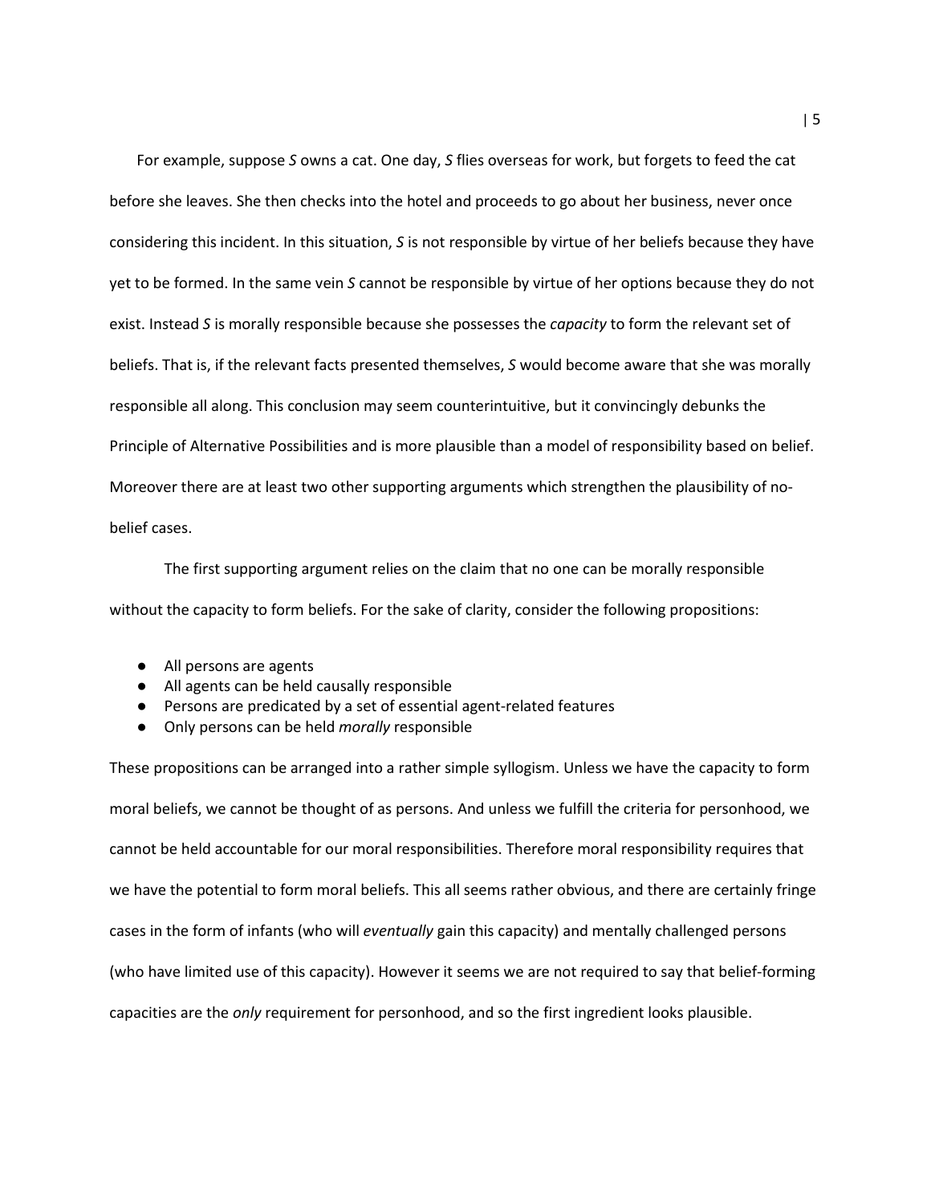For example, suppose *S* owns a cat. One day, *S* flies overseas for work, but forgets to feed the cat before she leaves. She then checks into the hotel and proceeds to go about her business, never once considering this incident. In this situation, *S* is not responsible by virtue of her beliefs because they have yet to be formed. In the same vein *S* cannot be responsible by virtue of her options because they do not exist. Instead *S* is morally responsible because she possesses the *capacity* to form the relevant set of beliefs. That is, if the relevant facts presented themselves, *S* would become aware that she was morally responsible all along. This conclusion may seem counterintuitive, but it convincingly debunks the Principle of Alternative Possibilities and is more plausible than a model of responsibility based on belief. Moreover there are at least two other supporting arguments which strengthen the plausibility of no-belief cases.

The first supporting argument relies on the claim that no one can be morally responsible without the capacity to form beliefs. For the sake of clarity, consider the following propositions:

- All persons are agents
- All agents can be held causally responsible
- Persons are predicated by a set of essential agent-related features
- Only persons can be held *morally* responsible

These propositions can be arranged into a rather simple syllogism. Unless we have the capacity to form moral beliefs, we cannot be thought of as persons. And unless we fulfill the criteria for personhood, we cannot be held accountable for our moral responsibilities. Therefore moral responsibility requires that we have the potential to form moral beliefs. This all seems rather obvious, and there are certainly fringe cases in the form of infants (who will *eventually* gain this capacity) and mentally challenged persons (who have limited use of this capacity). However it seems we are not required to say that belief-forming capacities are the *only* requirement for personhood, and so the first ingredient looks plausible.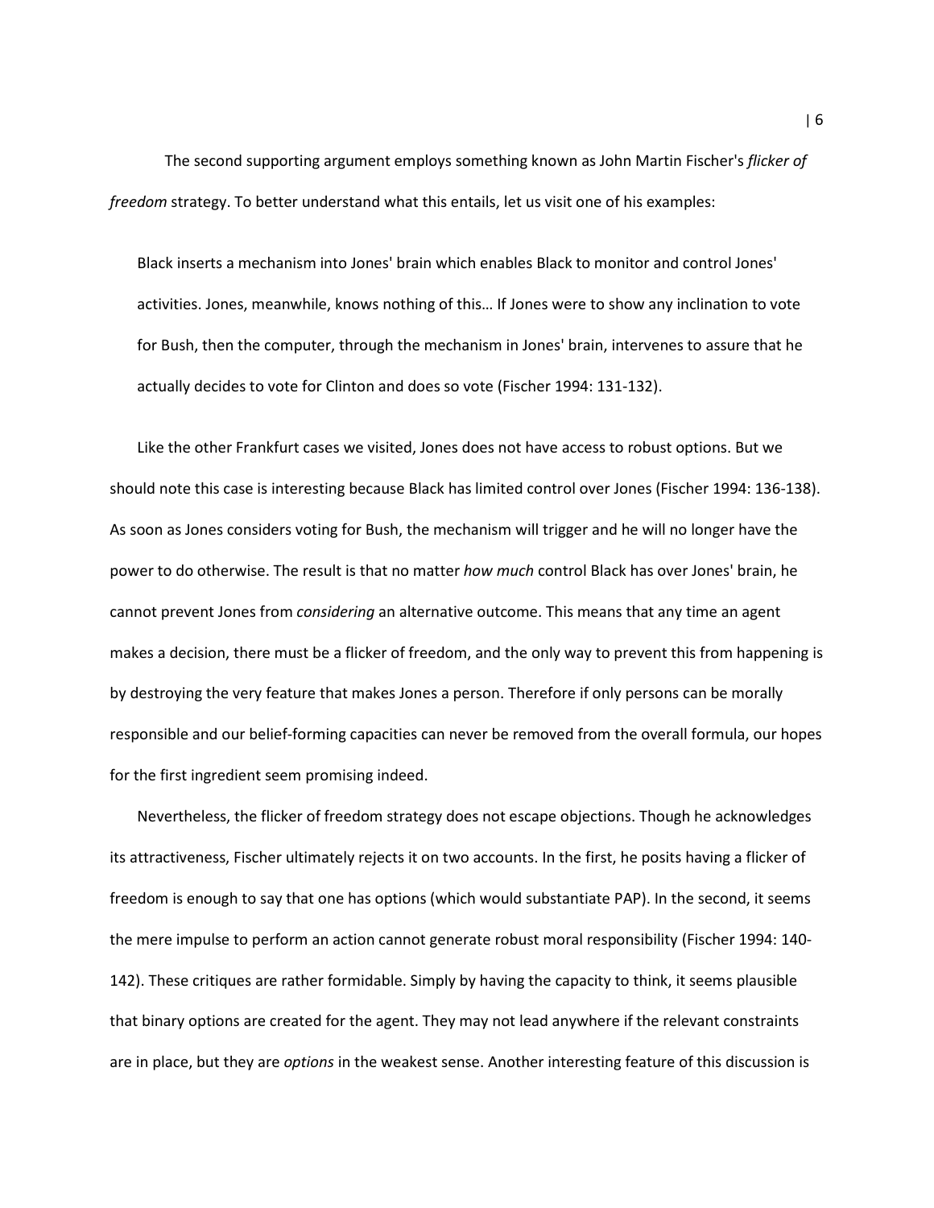The second supporting argument employs something known as John Martin Fischer's *flicker of freedom* strategy. To better understand what this entails, let us visit one of his examples:

> Black inserts a mechanism into Jones' brain which enables Black to monitor and control Jones' activities. Jones, meanwhile, knows nothing of this… If Jones were to show any inclination to vote for Bush, then the computer, through the mechanism in Jones' brain, intervenes to assure that he actually decides to vote for Clinton and does so vote (Fischer 1994: 131-132).

Like the other Frankfurt cases we visited, Jones does not have access to robust options. But we should note this case is interesting because Black has limited control over Jones (Fischer 1994: 136-138). As soon as Jones considers voting for Bush, the mechanism will trigger and he will no longer have the power to do otherwise. The result is that no matter *how much* control Black has over Jones' brain, he cannot prevent Jones from *considering* an alternative outcome. This means that any time an agent makes a decision, there must be a flicker of freedom, and the only way to prevent this from happening is by destroying the very feature that makes Jones a person. Therefore if only persons can be morally responsible and our belief-forming capacities can never be removed from the overall formula, our hopes for the first ingredient seem promising indeed.

Nevertheless, the flicker of freedom strategy does not escape objections. Though he acknowledges its attractiveness, Fischer ultimately rejects it on two accounts. In the first, he posits having a flicker of freedom is enough to say that one has options (which would substantiate PAP). In the second, it seems the mere impulse to perform an action cannot generate robust moral responsibility (Fischer 1994: 140-142). These critiques are rather formidable. Simply by having the capacity to think, it seems plausible that binary options are created for the agent. They may not lead anywhere if the relevant constraints are in place, but they are *options* in the weakest sense. Another interesting feature of this discussion is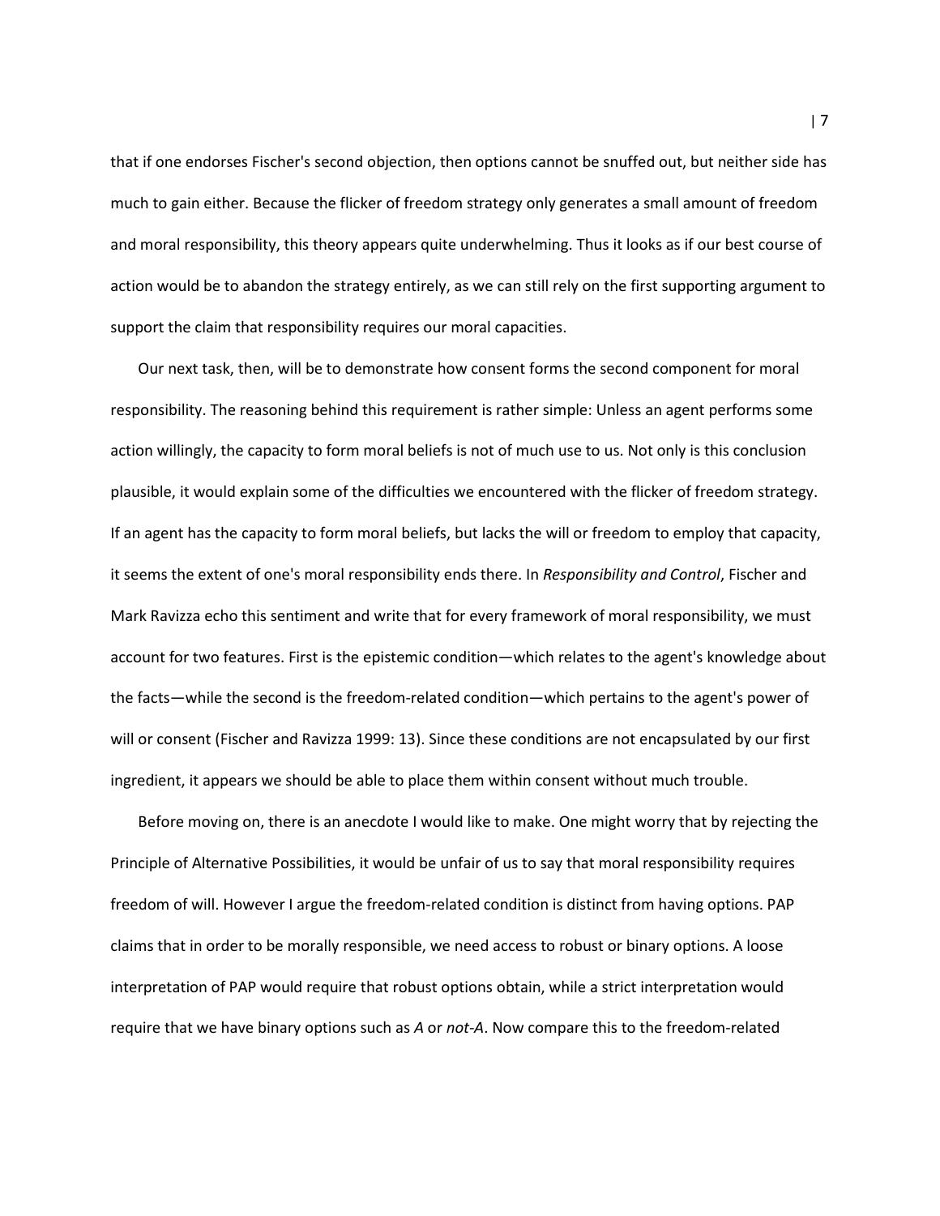that if one endorses Fischer's second objection, then options cannot be snuffed out, but neither side has much to gain either. Because the flicker of freedom strategy only generates a small amount of freedom and moral responsibility, this theory appears quite underwhelming. Thus it looks as if our best course of action would be to abandon the strategy entirely, as we can still rely on the first supporting argument to support the claim that responsibility requires our moral capacities.

Our next task, then, will be to demonstrate how consent forms the second component for moral responsibility. The reasoning behind this requirement is rather simple: Unless an agent performs some action willingly, the capacity to form moral beliefs is not of much use to us. Not only is this conclusion plausible, it would explain some of the difficulties we encountered with the flicker of freedom strategy. If an agent has the capacity to form moral beliefs, but lacks the will or freedom to employ that capacity, it seems the extent of one's moral responsibility ends there. In *Responsibility and Control*, Fischer and Mark Ravizza echo this sentiment and write that for every framework of moral responsibility, we must account for two features. First is the epistemic condition—which relates to the agent's knowledge about the facts—while the second is the freedom-related condition—which pertains to the agent's power of will or consent (Fischer and Ravizza 1999: 13). Since these conditions are not encapsulated by our first ingredient, it appears we should be able to place them within consent without much trouble.

Before moving on, there is an anecdote I would like to make. One might worry that by rejecting the Principle of Alternative Possibilities, it would be unfair of us to say that moral responsibility requires freedom of will. However I argue the freedom-related condition is distinct from having options. PAP claims that in order to be morally responsible, we need access to robust or binary options. A loose interpretation of PAP would require that robust options obtain, while a strict interpretation would require that we have binary options such as *A* or *not-A*. Now compare this to the freedom-related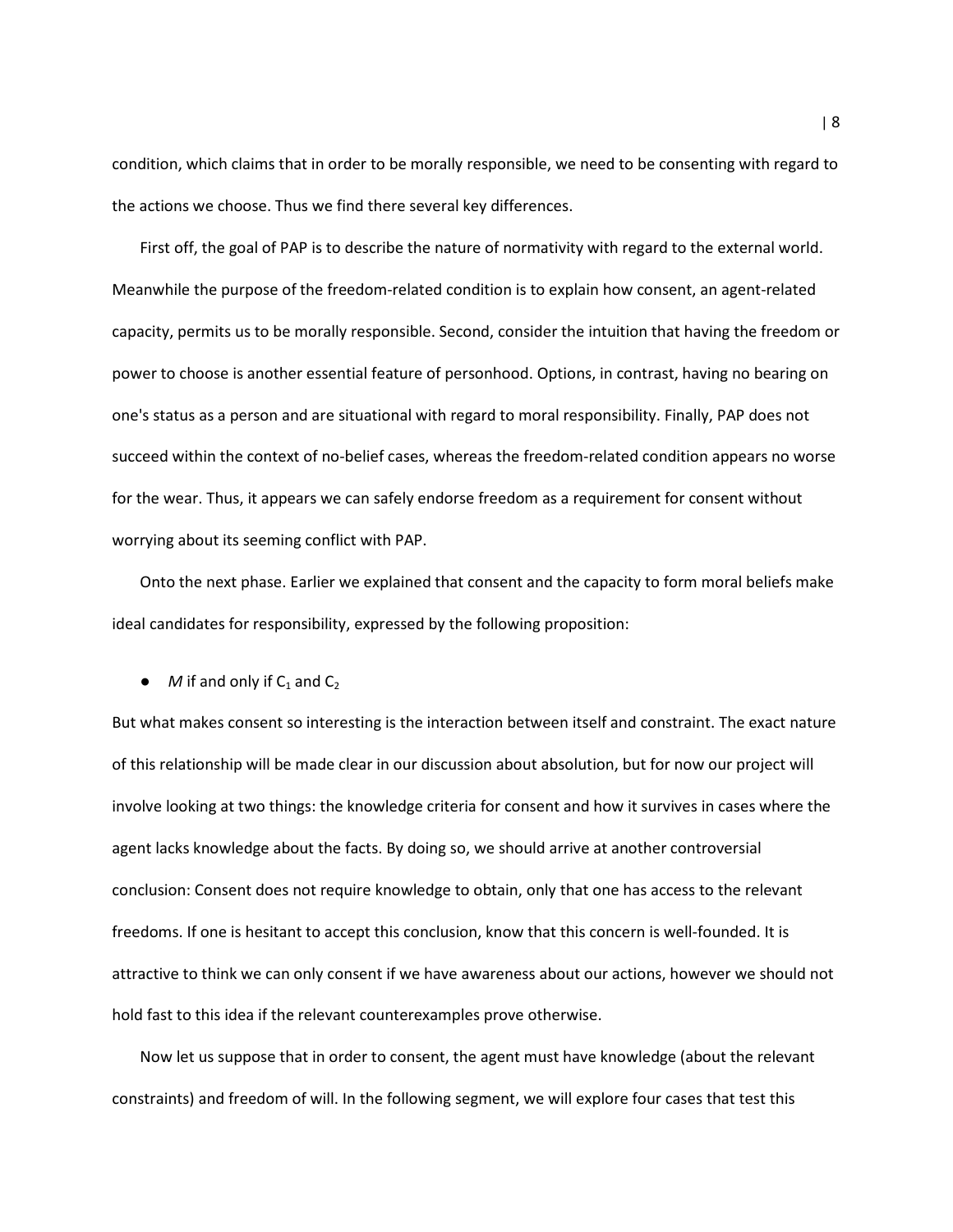condition, which claims that in order to be morally responsible, we need to be consenting with regard to the actions we choose. Thus we find there several key differences.

First off, the goal of PAP is to describe the nature of normativity with regard to the external world. Meanwhile the purpose of the freedom-related condition is to explain how consent, an agent-related capacity, permits us to be morally responsible. Second, consider the intuition that having the freedom or power to choose is another essential feature of personhood. Options, in contrast, having no bearing on one's status as a person and are situational with regard to moral responsibility. Finally, PAP does not succeed within the context of no-belief cases, whereas the freedom-related condition appears no worse for the wear. Thus, it appears we can safely endorse freedom as a requirement for consent without worrying about its seeming conflict with PAP.

Onto the next phase. Earlier we explained that consent and the capacity to form moral beliefs make ideal candidates for responsibility, expressed by the following proposition:

- *M* if and only if $C_1$ and $C_2$

But what makes consent so interesting is the interaction between itself and constraint. The exact nature of this relationship will be made clear in our discussion about absolution, but for now our project will involve looking at two things: the knowledge criteria for consent and how it survives in cases where the agent lacks knowledge about the facts. By doing so, we should arrive at another controversial conclusion: Consent does not require knowledge to obtain, only that one has access to the relevant freedoms. If one is hesitant to accept this conclusion, know that this concern is well-founded. It is attractive to think we can only consent if we have awareness about our actions, however we should not hold fast to this idea if the relevant counterexamples prove otherwise.

Now let us suppose that in order to consent, the agent must have knowledge (about the relevant constraints) and freedom of will. In the following segment, we will explore four cases that test this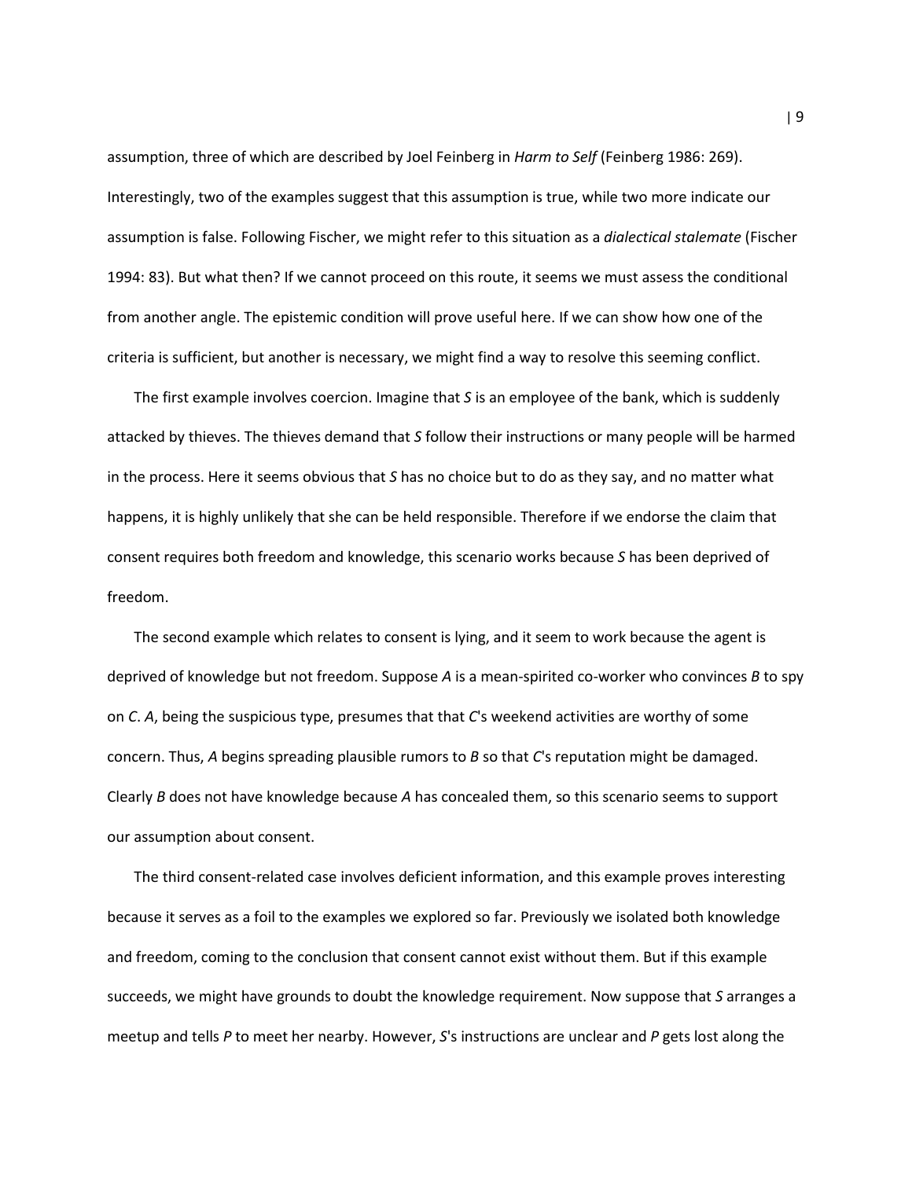assumption, three of which are described by Joel Feinberg in *Harm to Self* (Feinberg 1986: 269). Interestingly, two of the examples suggest that this assumption is true, while two more indicate our assumption is false. Following Fischer, we might refer to this situation as a *dialectical stalemate* (Fischer 1994: 83). But what then? If we cannot proceed on this route, it seems we must assess the conditional from another angle. The epistemic condition will prove useful here. If we can show how one of the criteria is sufficient, but another is necessary, we might find a way to resolve this seeming conflict.

The first example involves coercion. Imagine that *S* is an employee of the bank, which is suddenly attacked by thieves. The thieves demand that *S* follow their instructions or many people will be harmed in the process. Here it seems obvious that *S* has no choice but to do as they say, and no matter what happens, it is highly unlikely that she can be held responsible. Therefore if we endorse the claim that consent requires both freedom and knowledge, this scenario works because *S* has been deprived of freedom.

The second example which relates to consent is lying, and it seem to work because the agent is deprived of knowledge but not freedom. Suppose *A* is a mean-spirited co-worker who convinces *B* to spy on *C*. *A*, being the suspicious type, presumes that that *C*'s weekend activities are worthy of some concern. Thus, *A* begins spreading plausible rumors to *B* so that *C*'s reputation might be damaged. Clearly *B* does not have knowledge because *A* has concealed them, so this scenario seems to support our assumption about consent.

The third consent-related case involves deficient information, and this example proves interesting because it serves as a foil to the examples we explored so far. Previously we isolated both knowledge and freedom, coming to the conclusion that consent cannot exist without them. But if this example succeeds, we might have grounds to doubt the knowledge requirement. Now suppose that *S* arranges a meetup and tells *P* to meet her nearby. However, *S*'s instructions are unclear and *P* gets lost along the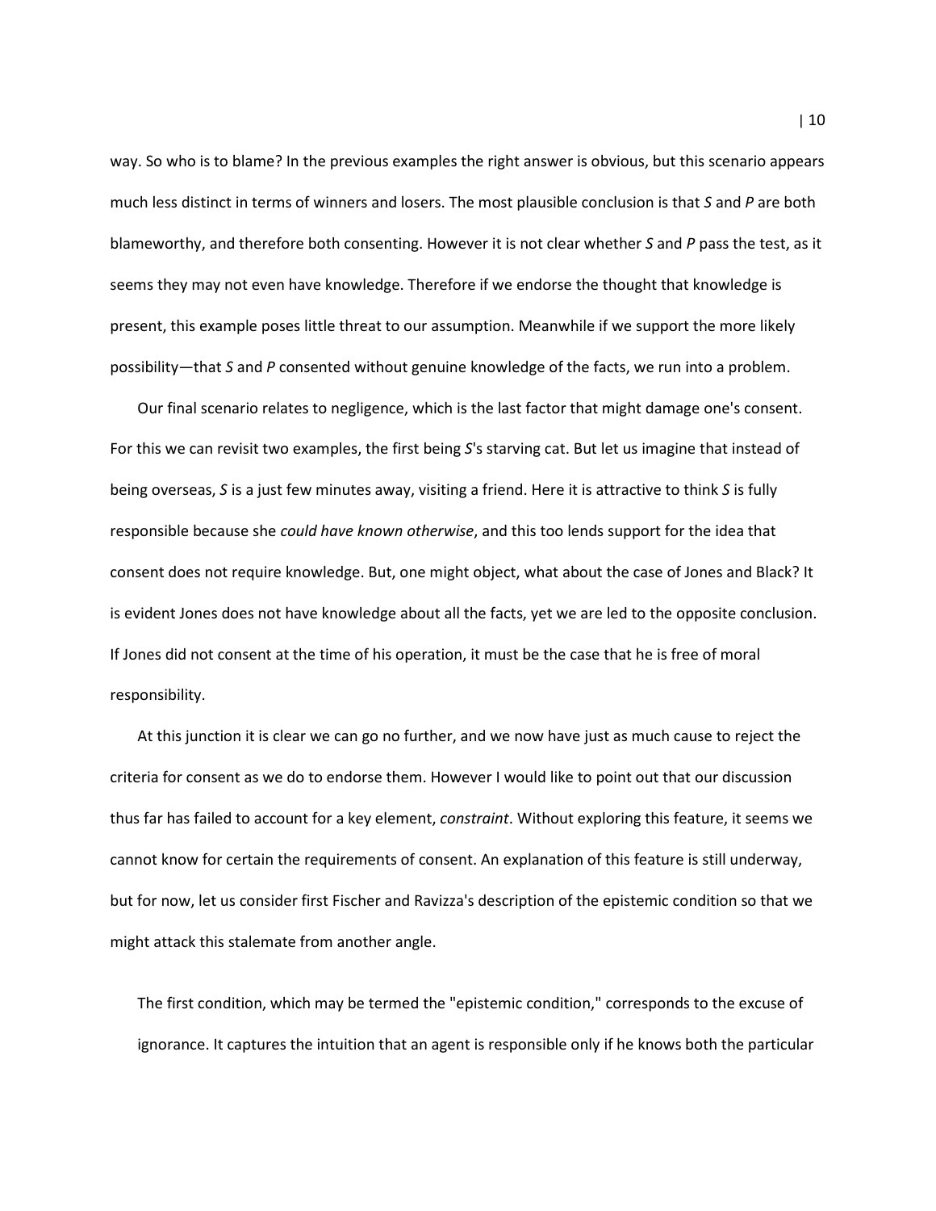way. So who is to blame? In the previous examples the right answer is obvious, but this scenario appears much less distinct in terms of winners and losers. The most plausible conclusion is that *S* and *P* are both blameworthy, and therefore both consenting. However it is not clear whether *S* and *P* pass the test, as it seems they may not even have knowledge. Therefore if we endorse the thought that knowledge is present, this example poses little threat to our assumption. Meanwhile if we support the more likely possibility—that *S* and *P* consented without genuine knowledge of the facts, we run into a problem.

Our final scenario relates to negligence, which is the last factor that might damage one's consent. For this we can revisit two examples, the first being *S*'s starving cat. But let us imagine that instead of being overseas, *S* is a just few minutes away, visiting a friend. Here it is attractive to think *S* is fully responsible because she *could have known otherwise*, and this too lends support for the idea that consent does not require knowledge. But, one might object, what about the case of Jones and Black? It is evident Jones does not have knowledge about all the facts, yet we are led to the opposite conclusion. If Jones did not consent at the time of his operation, it must be the case that he is free of moral responsibility.

At this junction it is clear we can go no further, and we now have just as much cause to reject the criteria for consent as we do to endorse them. However I would like to point out that our discussion thus far has failed to account for a key element, *constraint*. Without exploring this feature, it seems we cannot know for certain the requirements of consent. An explanation of this feature is still underway, but for now, let us consider first Fischer and Ravizza's description of the epistemic condition so that we might attack this stalemate from another angle.

> The first condition, which may be termed the "epistemic condition," corresponds to the excuse of ignorance. It captures the intuition that an agent is responsible only if he knows both the particular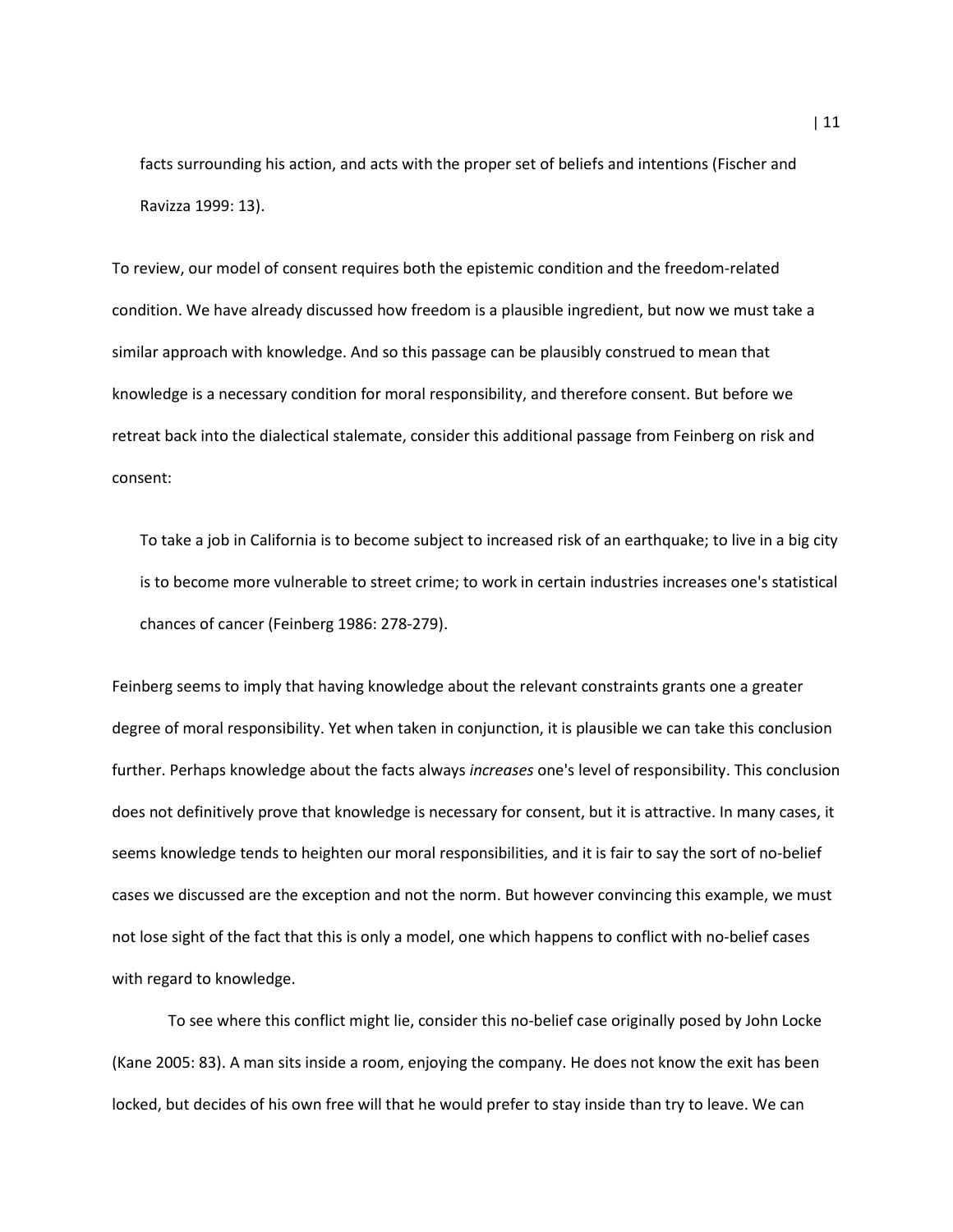> facts surrounding his action, and acts with the proper set of beliefs and intentions (Fischer and Ravizza 1999: 13).

To review, our model of consent requires both the epistemic condition and the freedom-related condition. We have already discussed how freedom is a plausible ingredient, but now we must take a similar approach with knowledge. And so this passage can be plausibly construed to mean that knowledge is a necessary condition for moral responsibility, and therefore consent. But before we retreat back into the dialectical stalemate, consider this additional passage from Feinberg on risk and consent:

> To take a job in California is to become subject to increased risk of an earthquake; to live in a big city is to become more vulnerable to street crime; to work in certain industries increases one's statistical chances of cancer (Feinberg 1986: 278-279).

Feinberg seems to imply that having knowledge about the relevant constraints grants one a greater degree of moral responsibility. Yet when taken in conjunction, it is plausible we can take this conclusion further. Perhaps knowledge about the facts always *increases* one's level of responsibility. This conclusion does not definitively prove that knowledge is necessary for consent, but it is attractive. In many cases, it seems knowledge tends to heighten our moral responsibilities, and it is fair to say the sort of no-belief cases we discussed are the exception and not the norm. But however convincing this example, we must not lose sight of the fact that this is only a model, one which happens to conflict with no-belief cases with regard to knowledge.

To see where this conflict might lie, consider this no-belief case originally posed by John Locke (Kane 2005: 83). A man sits inside a room, enjoying the company. He does not know the exit has been locked, but decides of his own free will that he would prefer to stay inside than try to leave. We can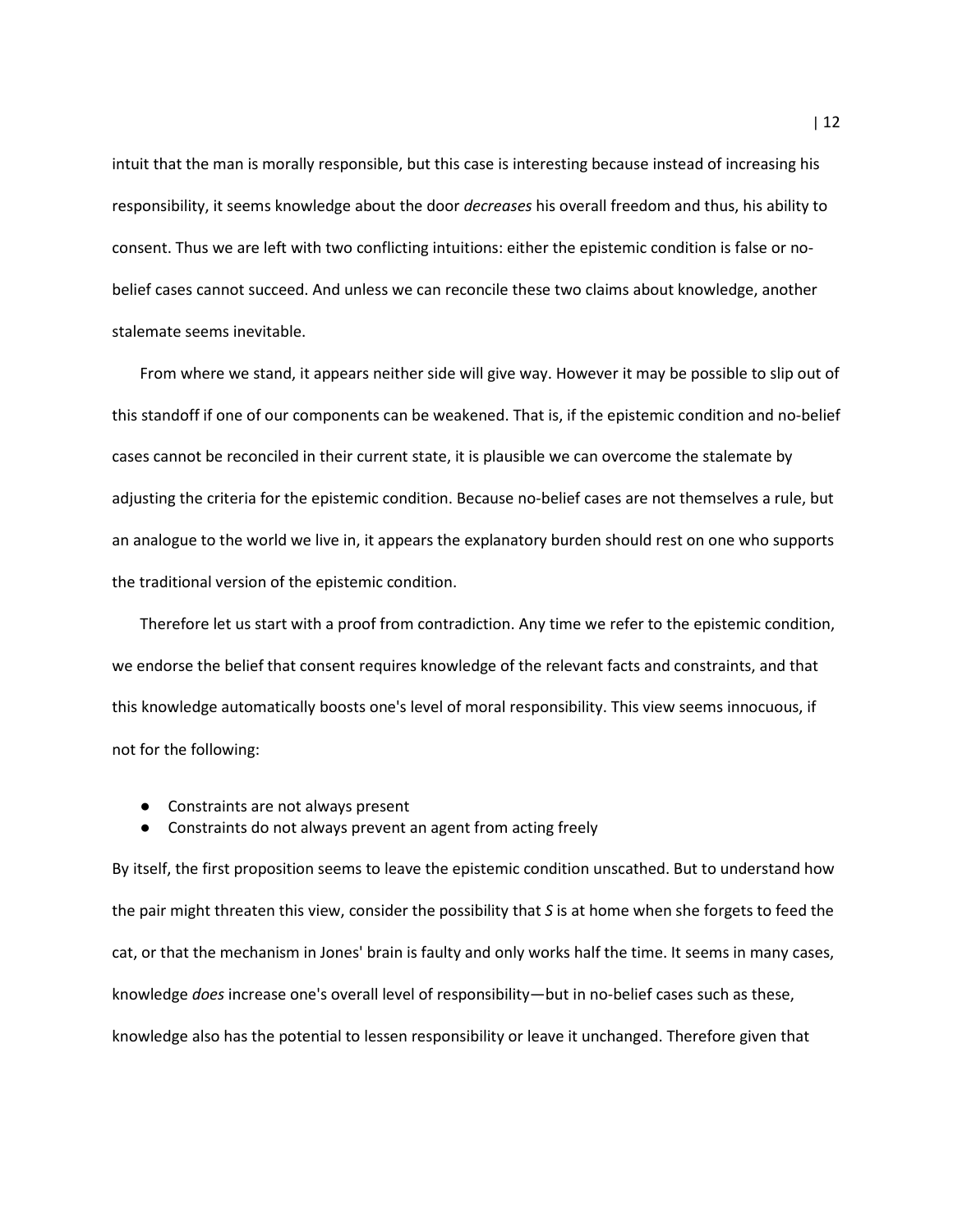intuit that the man is morally responsible, but this case is interesting because instead of increasing his responsibility, it seems knowledge about the door *decreases* his overall freedom and thus, his ability to consent. Thus we are left with two conflicting intuitions: either the epistemic condition is false or no-belief cases cannot succeed. And unless we can reconcile these two claims about knowledge, another stalemate seems inevitable.

From where we stand, it appears neither side will give way. However it may be possible to slip out of this standoff if one of our components can be weakened. That is, if the epistemic condition and no-belief cases cannot be reconciled in their current state, it is plausible we can overcome the stalemate by adjusting the criteria for the epistemic condition. Because no-belief cases are not themselves a rule, but an analogue to the world we live in, it appears the explanatory burden should rest on one who supports the traditional version of the epistemic condition.

Therefore let us start with a proof from contradiction. Any time we refer to the epistemic condition, we endorse the belief that consent requires knowledge of the relevant facts and constraints, and that this knowledge automatically boosts one's level of moral responsibility. This view seems innocuous, if not for the following:

- Constraints are not always present
- Constraints do not always prevent an agent from acting freely

By itself, the first proposition seems to leave the epistemic condition unscathed. But to understand how the pair might threaten this view, consider the possibility that *S* is at home when she forgets to feed the cat, or that the mechanism in Jones' brain is faulty and only works half the time. It seems in many cases, knowledge *does* increase one's overall level of responsibility—but in no-belief cases such as these, knowledge also has the potential to lessen responsibility or leave it unchanged. Therefore given that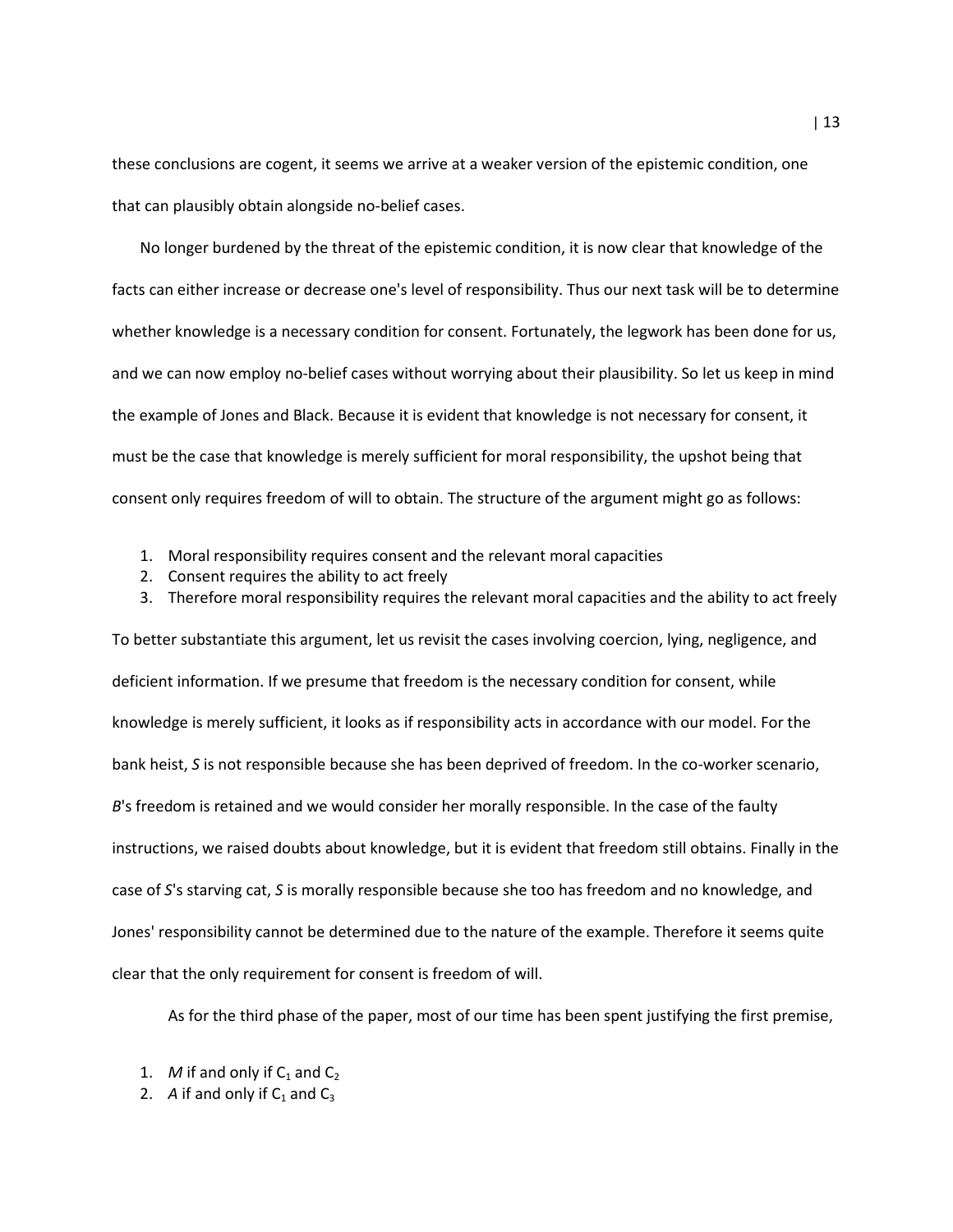these conclusions are cogent, it seems we arrive at a weaker version of the epistemic condition, one that can plausibly obtain alongside no-belief cases.

No longer burdened by the threat of the epistemic condition, it is now clear that knowledge of the facts can either increase or decrease one's level of responsibility. Thus our next task will be to determine whether knowledge is a necessary condition for consent. Fortunately, the legwork has been done for us, and we can now employ no-belief cases without worrying about their plausibility. So let us keep in mind the example of Jones and Black. Because it is evident that knowledge is not necessary for consent, it must be the case that knowledge is merely sufficient for moral responsibility, the upshot being that consent only requires freedom of will to obtain. The structure of the argument might go as follows:

1. Moral responsibility requires consent and the relevant moral capacities
2. Consent requires the ability to act freely
3. Therefore moral responsibility requires the relevant moral capacities and the ability to act freely

To better substantiate this argument, let us revisit the cases involving coercion, lying, negligence, and deficient information. If we presume that freedom is the necessary condition for consent, while knowledge is merely sufficient, it looks as if responsibility acts in accordance with our model. For the bank heist, *S* is not responsible because she has been deprived of freedom. In the co-worker scenario, *B*'s freedom is retained and we would consider her morally responsible. In the case of the faulty instructions, we raised doubts about knowledge, but it is evident that freedom still obtains. Finally in the case of *S*'s starving cat, *S* is morally responsible because she too has freedom and no knowledge, and Jones' responsibility cannot be determined due to the nature of the example. Therefore it seems quite clear that the only requirement for consent is freedom of will.

As for the third phase of the paper, most of our time has been spent justifying the first premise,

1. $M$ if and only if $C_1$ and $C_2$
2. $A$ if and only if $C_1$ and $C_3$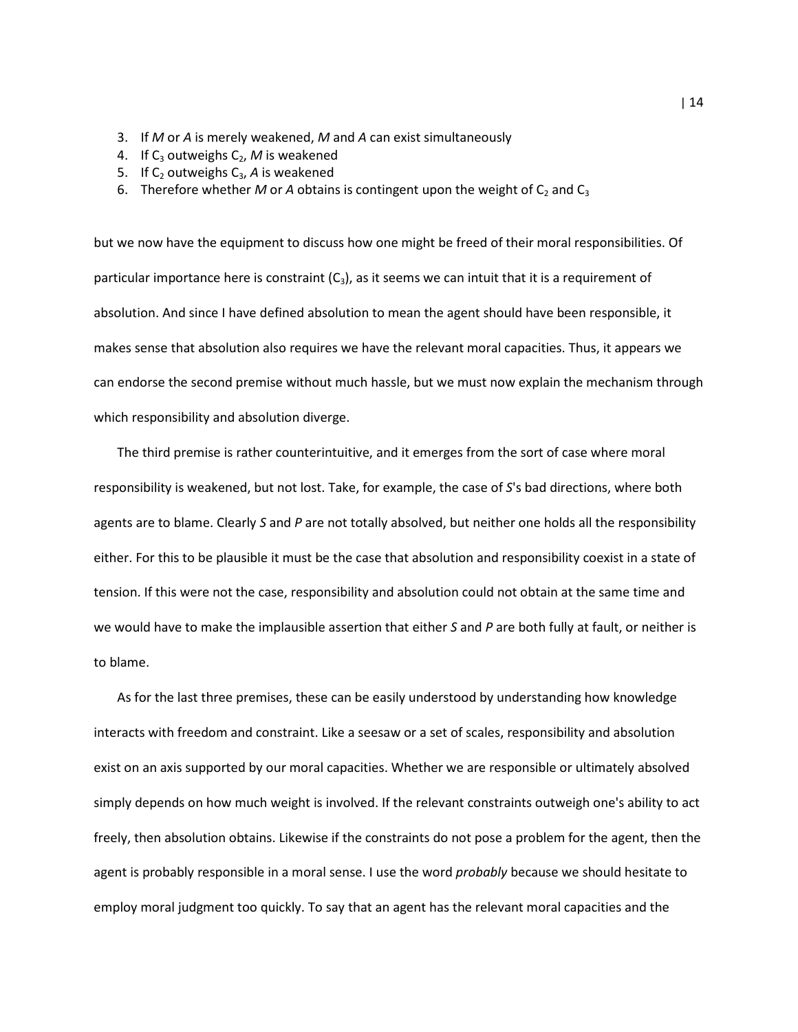3. If *M* or *A* is merely weakened, *M* and *A* can exist simultaneously
4. If $C_3$ outweighs $C_2$, *M* is weakened
5. If $C_2$ outweighs $C_3$, *A* is weakened
6. Therefore whether *M* or *A* obtains is contingent upon the weight of $C_2$ and $C_3$

but we now have the equipment to discuss how one might be freed of their moral responsibilities. Of particular importance here is constraint ($C_3$), as it seems we can intuit that it is a requirement of absolution. And since I have defined absolution to mean the agent should have been responsible, it makes sense that absolution also requires we have the relevant moral capacities. Thus, it appears we can endorse the second premise without much hassle, but we must now explain the mechanism through which responsibility and absolution diverge.

The third premise is rather counterintuitive, and it emerges from the sort of case where moral responsibility is weakened, but not lost. Take, for example, the case of *S*'s bad directions, where both agents are to blame. Clearly *S* and *P* are not totally absolved, but neither one holds all the responsibility either. For this to be plausible it must be the case that absolution and responsibility coexist in a state of tension. If this were not the case, responsibility and absolution could not obtain at the same time and we would have to make the implausible assertion that either *S* and *P* are both fully at fault, or neither is to blame.

As for the last three premises, these can be easily understood by understanding how knowledge interacts with freedom and constraint. Like a seesaw or a set of scales, responsibility and absolution exist on an axis supported by our moral capacities. Whether we are responsible or ultimately absolved simply depends on how much weight is involved. If the relevant constraints outweigh one's ability to act freely, then absolution obtains. Likewise if the constraints do not pose a problem for the agent, then the agent is probably responsible in a moral sense. I use the word *probably* because we should hesitate to employ moral judgment too quickly. To say that an agent has the relevant moral capacities and the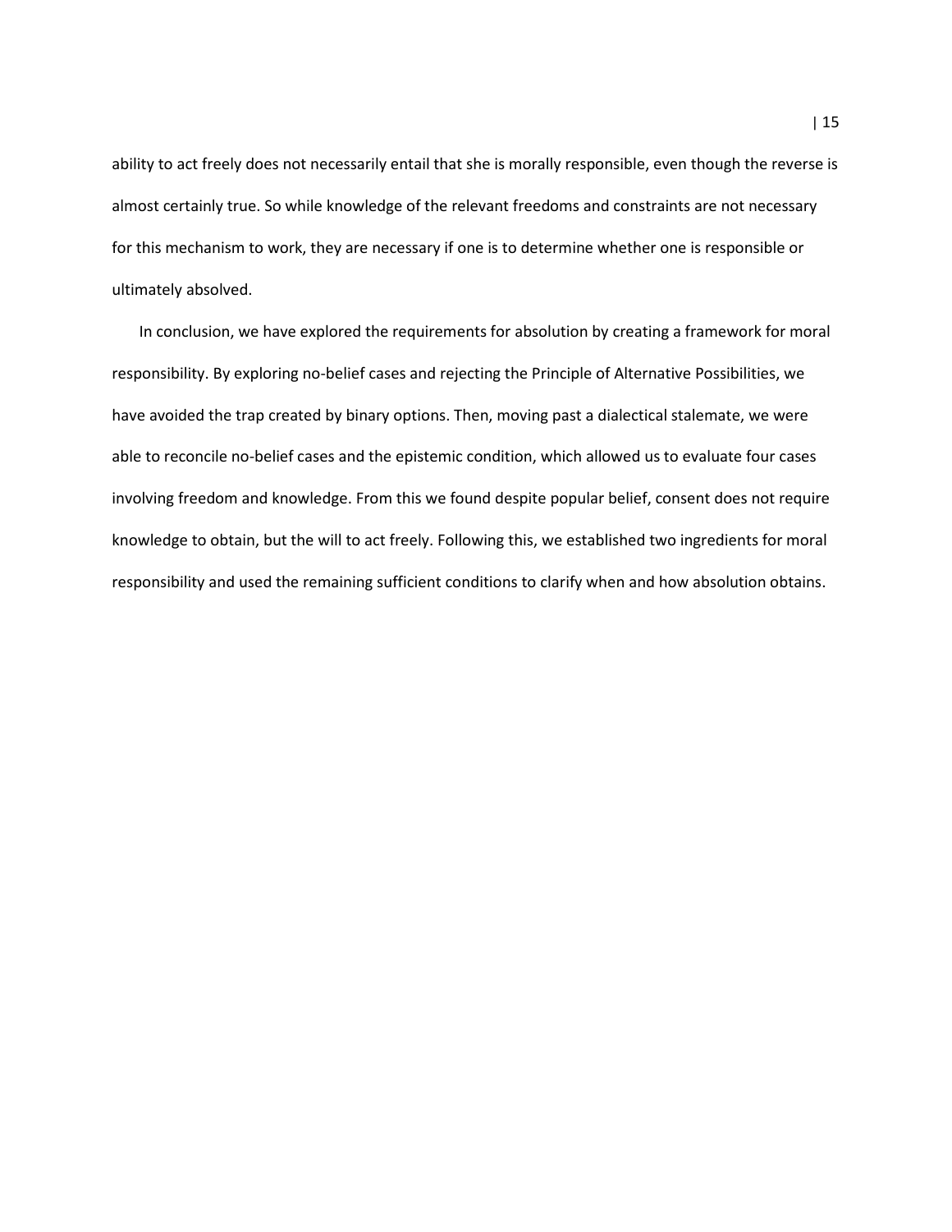ability to act freely does not necessarily entail that she is morally responsible, even though the reverse is almost certainly true. So while knowledge of the relevant freedoms and constraints are not necessary for this mechanism to work, they are necessary if one is to determine whether one is responsible or ultimately absolved.

In conclusion, we have explored the requirements for absolution by creating a framework for moral responsibility. By exploring no-belief cases and rejecting the Principle of Alternative Possibilities, we have avoided the trap created by binary options. Then, moving past a dialectical stalemate, we were able to reconcile no-belief cases and the epistemic condition, which allowed us to evaluate four cases involving freedom and knowledge. From this we found despite popular belief, consent does not require knowledge to obtain, but the will to act freely. Following this, we established two ingredients for moral responsibility and used the remaining sufficient conditions to clarify when and how absolution obtains.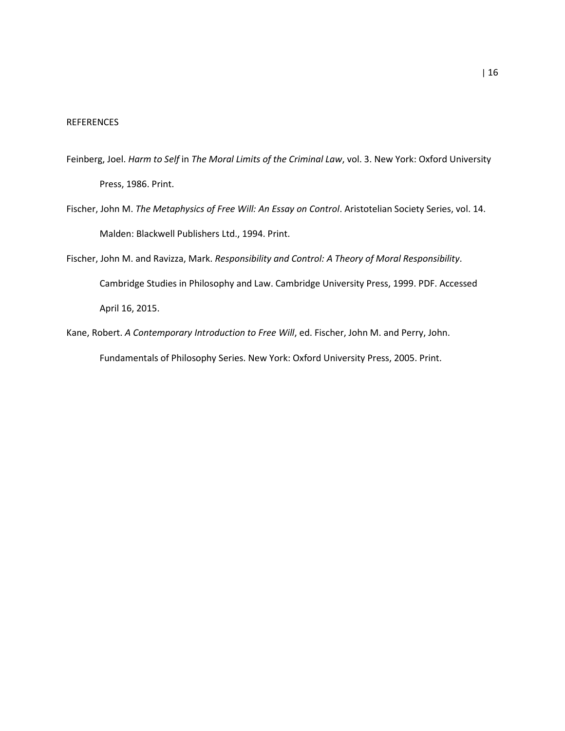REFERENCES

Feinberg, Joel. *Harm to Self* in *The Moral Limits of the Criminal Law*, vol. 3. New York: Oxford University Press, 1986. Print.

Fischer, John M. *The Metaphysics of Free Will: An Essay on Control*. Aristotelian Society Series, vol. 14. Malden: Blackwell Publishers Ltd., 1994. Print.

Fischer, John M. and Ravizza, Mark. *Responsibility and Control: A Theory of Moral Responsibility*. Cambridge Studies in Philosophy and Law. Cambridge University Press, 1999. PDF. Accessed April 16, 2015.

Kane, Robert. *A Contemporary Introduction to Free Will*, ed. Fischer, John M. and Perry, John. Fundamentals of Philosophy Series. New York: Oxford University Press, 2005. Print.